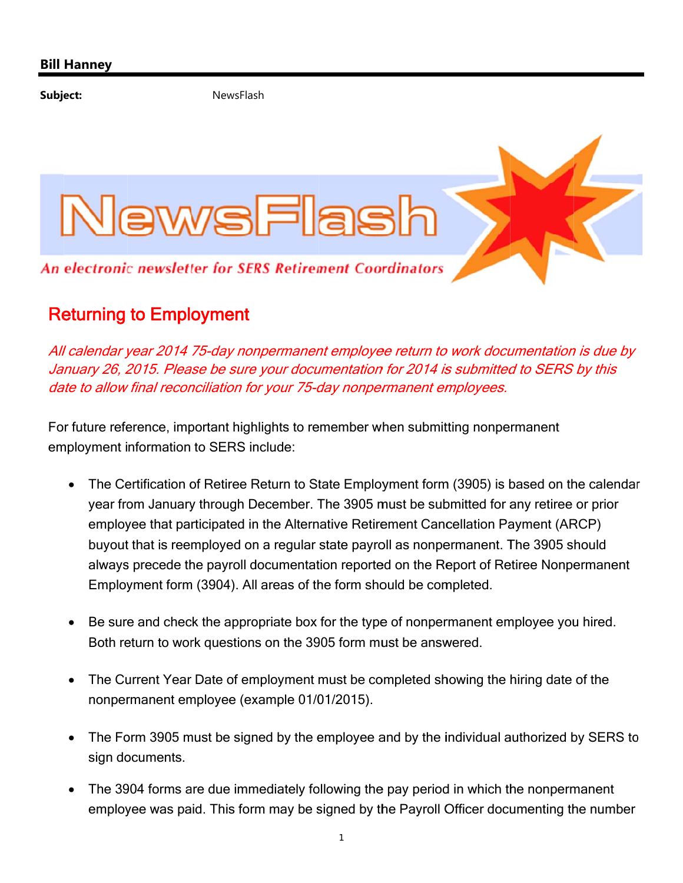**Bill Hanney**

**Subject:** NewsFlash

# NewsFlash

*An electronic newsletter for SERS Retirement Coordinators*

## Returning to Employment

*All calendar year 2014 75-day nonpermanent employee return to work documentation is due by January 26, 2015. Please be sure your documentation for 2014 is submitted to SERS by this date to allow final reconciliation for your 75-day nonpermanent employees.*

For future reference, important highlights to remember when submitting nonpermanent employment information to SERS include:

- The Certification of Retiree Return to State Employment form (3905) is based on the calendar year from January through December. The 3905 must be submitted for any retiree or prior employee that participated in the Alternative Retirement Cancellation Payment (ARCP) buyout that is reemployed on a regular state payroll as nonpermanent. The 3905 should always precede the payroll documentation reported on the Report of Retiree Nonpermanent Employment form (3904). All areas of the form should be completed.

- Be sure and check the appropriate box for the type of nonpermanent employee you hired. Both return to work questions on the 3905 form must be answered.

- The Current Year Date of employment must be completed showing the hiring date of the nonpermanent employee (example 01/01/2015).

- The Form 3905 must be signed by the employee and by the individual authorized by SERS to sign documents.

- The 3904 forms are due immediately following the pay period in which the nonpermanent employee was paid. This form may be signed by the Payroll Officer documenting the number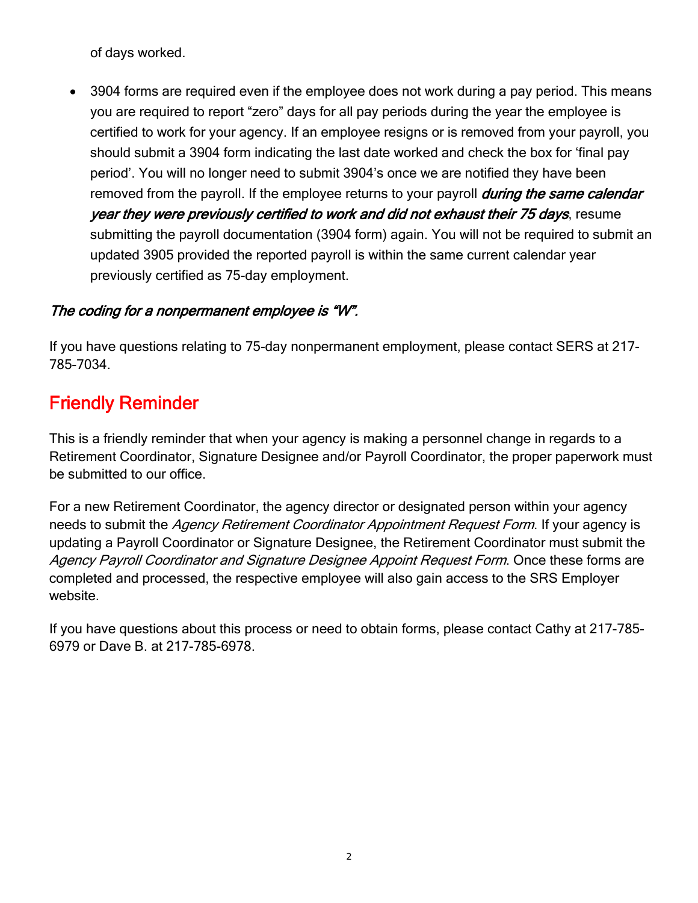of days worked.

- 3904 forms are required even if the employee does not work during a pay period. This means you are required to report "zero" days for all pay periods during the year the employee is certified to work for your agency. If an employee resigns or is removed from your payroll, you should submit a 3904 form indicating the last date worked and check the box for 'final pay period'. You will no longer need to submit 3904's once we are notified they have been removed from the payroll. If the employee returns to your payroll ***during the same calendar year they were previously certified to work and did not exhaust their 75 days***, resume submitting the payroll documentation (3904 form) again. You will not be required to submit an updated 3905 provided the reported payroll is within the same current calendar year previously certified as 75-day employment.

*The coding for a nonpermanent employee is "W".*

If you have questions relating to 75-day nonpermanent employment, please contact SERS at 217-785-7034.

## Friendly Reminder

This is a friendly reminder that when your agency is making a personnel change in regards to a Retirement Coordinator, Signature Designee and/or Payroll Coordinator, the proper paperwork must be submitted to our office.

For a new Retirement Coordinator, the agency director or designated person within your agency needs to submit the *Agency Retirement Coordinator Appointment Request Form*. If your agency is updating a Payroll Coordinator or Signature Designee, the Retirement Coordinator must submit the *Agency Payroll Coordinator and Signature Designee Appoint Request Form*. Once these forms are completed and processed, the respective employee will also gain access to the SRS Employer website.

If you have questions about this process or need to obtain forms, please contact Cathy at 217-785-6979 or Dave B. at 217-785-6978.